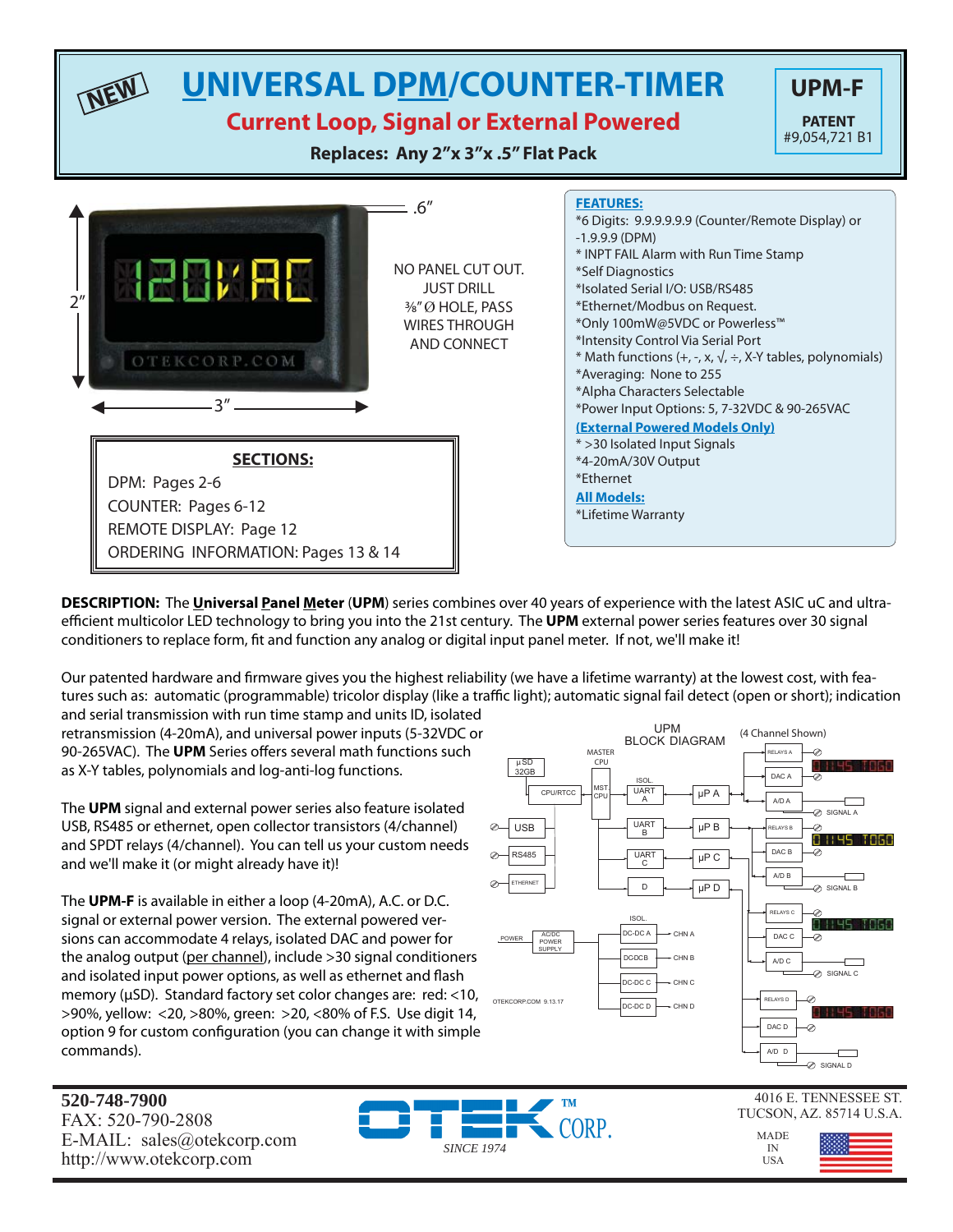NEW

# UNIVERSAL DPM/COUNTER-TIMER

## Current Loop, Signal or External Powered

**Replaces: Any 2"x 3"x .5" Flat Pack**

**UPM-F**

**PATENT**
#9,054,721 B1

.6"

2"

3"

NO PANEL CUT OUT. JUST DRILL ⅜" Ø HOLE, PASS WIRES THROUGH AND CONNECT

**SECTIONS:**

DPM: Pages 2-6
COUNTER: Pages 6-12
REMOTE DISPLAY: Page 12
ORDERING INFORMATION: Pages 13 & 14

**FEATURES:**

*6 Digits: 9.9.9.9.9.9 (Counter/Remote Display) or -1.9.9.9 (DPM)
* INPT FAIL Alarm with Run Time Stamp
*Self Diagnostics
*Isolated Serial I/O: USB/RS485
*Ethernet/Modbus on Request.
*Only 100mW@5VDC or Powerless™
*Intensity Control Via Serial Port
* Math functions (+, -, x, √, ÷, X-Y tables, polynomials)
*Averaging: None to 255
*Alpha Characters Selectable
*Power Input Options: 5, 7-32VDC & 90-265VAC

**(External Powered Models Only)**

* >30 Isolated Input Signals
*4-20mA/30V Output
*Ethernet

**All Models:**

*Lifetime Warranty

**DESCRIPTION:** The **Universal Panel Meter** (**UPM**) series combines over 40 years of experience with the latest ASIC uC and ultra-efficient multicolor LED technology to bring you into the 21st century. The **UPM** external power series features over 30 signal conditioners to replace form, fit and function any analog or digital input panel meter. If not, we'll make it!

Our patented hardware and firmware gives you the highest reliability (we have a lifetime warranty) at the lowest cost, with features such as: automatic (programmable) tricolor display (like a traffic light); automatic signal fail detect (open or short); indication and serial transmission with run time stamp and units ID, isolated retransmission (4-20mA), and universal power inputs (5-32VDC or 90-265VAC). The **UPM** Series offers several math functions such as X-Y tables, polynomials and log-anti-log functions.

The **UPM** signal and external power series also feature isolated USB, RS485 or ethernet, open collector transistors (4/channel) and SPDT relays (4/channel). You can tell us your custom needs and we'll make it (or might already have it)!

The **UPM-F** is available in either a loop (4-20mA), A.C. or D.C. signal or external power version. The external powered versions can accommodate 4 relays, isolated DAC and power for the analog output (per channel), include >30 signal conditioners and isolated input power options, as well as ethernet and flash memory (µSD). Standard factory set color changes are: red: <10, >90%, yellow: <20, >80%, green: >20, <80% of F.S. Use digit 14, option 9 for custom configuration (you can change it with simple commands).

UPM BLOCK DIAGRAM (4 Channel Shown)

**520-748-7900**
FAX: 520-790-2808
E-MAIL: sales@otekcorp.com
http://www.otekcorp.com

OTEK™ CORP. SINCE 1974

4016 E. TENNESSEE ST.
TUCSON, AZ. 85714 U.S.A.

MADE IN USA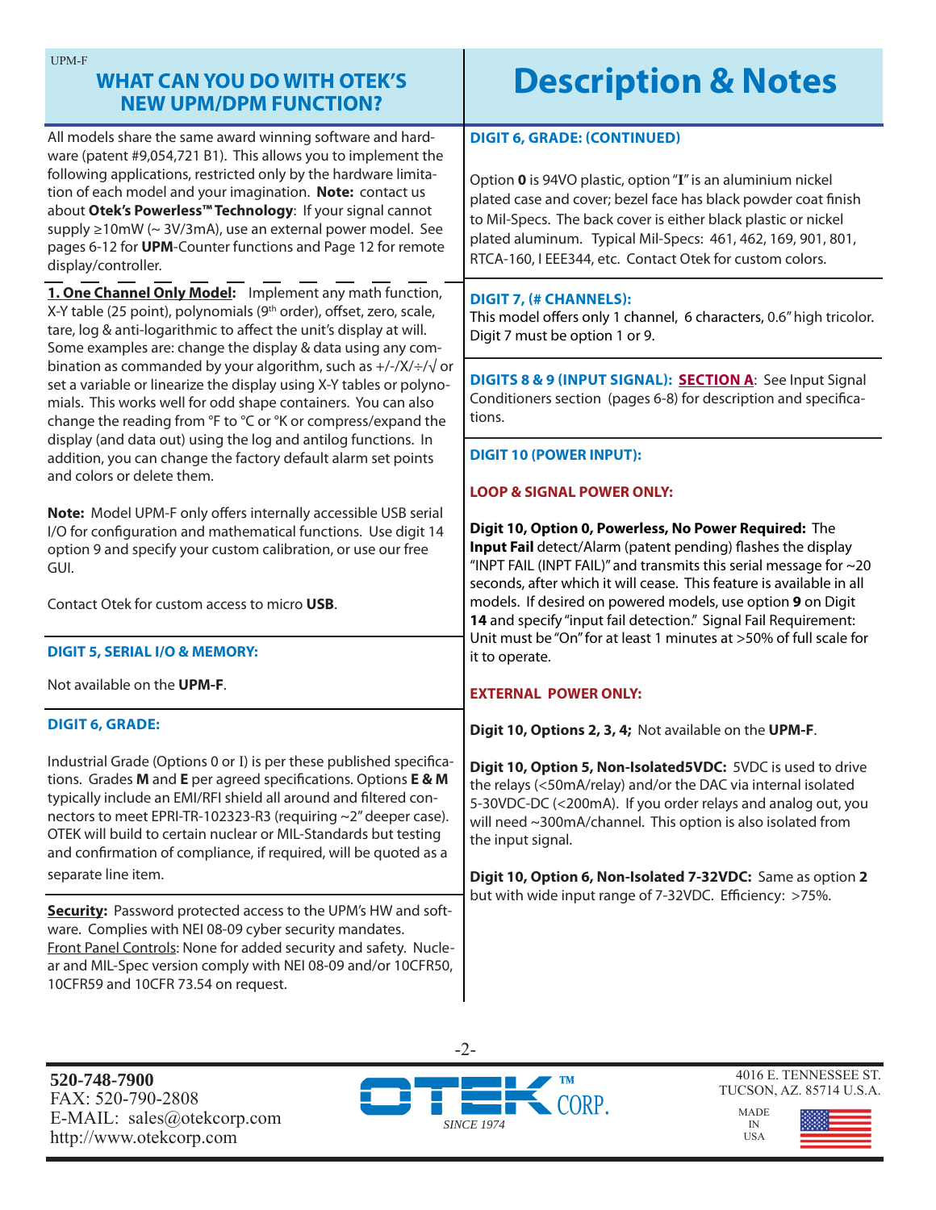## WHAT CAN YOU DO WITH OTEK'S NEW UPM/DPM FUNCTION?

All models share the same award winning software and hardware (patent #9,054,721 B1). This allows you to implement the following applications, restricted only by the hardware limitation of each model and your imagination. **Note:** contact us about **Otek's Powerless™ Technology**: If your signal cannot supply ≥10mW (~ 3V/3mA), use an external power model. See pages 6-12 for **UPM**-Counter functions and Page 12 for remote display/controller.

**1. One Channel Only Model:** Implement any math function, X-Y table (25 point), polynomials (9th order), offset, zero, scale, tare, log & anti-logarithmic to affect the unit's display at will. Some examples are: change the display & data using any combination as commanded by your algorithm, such as +/-/X/÷/√ or set a variable or linearize the display using X-Y tables or polynomials. This works well for odd shape containers. You can also change the reading from °F to °C or °K or compress/expand the display (and data out) using the log and antilog functions. In addition, you can change the factory default alarm set points and colors or delete them.

**Note:** Model UPM-F only offers internally accessible USB serial I/O for configuration and mathematical functions. Use digit 14 option 9 and specify your custom calibration, or use our free GUI.

Contact Otek for custom access to micro **USB**.

### DIGIT 5, SERIAL I/O & MEMORY:

Not available on the **UPM-F**.

### DIGIT 6, GRADE:

Industrial Grade (Options 0 or I) is per these published specifications. Grades **M** and **E** per agreed specifications. Options **E & M** typically include an EMI/RFI shield all around and filtered connectors to meet EPRI-TR-102323-R3 (requiring ~2" deeper case). OTEK will build to certain nuclear or MIL-Standards but testing and confirmation of compliance, if required, will be quoted as a separate line item.

**Security:** Password protected access to the UPM's HW and software. Complies with NEI 08-09 cyber security mandates. Front Panel Controls: None for added security and safety. Nuclear and MIL-Spec version comply with NEI 08-09 and/or 10CFR50, 10CFR59 and 10CFR 73.54 on request.

# Description & Notes

### DIGIT 6, GRADE: (CONTINUED)

Option **0** is 94VO plastic, option "**I**" is an aluminium nickel plated case and cover; bezel face has black powder coat finish to Mil-Specs. The back cover is either black plastic or nickel plated aluminum. Typical Mil-Specs: 461, 462, 169, 901, 801, RTCA-160, I EEE344, etc. Contact Otek for custom colors.

### DIGIT 7, (# CHANNELS):

This model offers only 1 channel, 6 characters, 0.6" high tricolor. Digit 7 must be option 1 or 9.

### DIGITS 8 & 9 (INPUT SIGNAL): SECTION A:

See Input Signal Conditioners section (pages 6-8) for description and specifications.

### DIGIT 10 (POWER INPUT):

**LOOP & SIGNAL POWER ONLY:**

**Digit 10, Option 0, Powerless, No Power Required:** The **Input Fail** detect/Alarm (patent pending) flashes the display "INPT FAIL (INPT FAIL)" and transmits this serial message for ~20 seconds, after which it will cease. This feature is available in all models. If desired on powered models, use option **9** on Digit **14** and specify "input fail detection." Signal Fail Requirement: Unit must be "On" for at least 1 minutes at >50% of full scale for it to operate.

**EXTERNAL POWER ONLY:**

**Digit 10, Options 2, 3, 4;** Not available on the **UPM-F**.

**Digit 10, Option 5, Non-Isolated5VDC:** 5VDC is used to drive the relays (<50mA/relay) and/or the DAC via internal isolated 5-30VDC-DC (<200mA). If you order relays and analog out, you will need ~300mA/channel. This option is also isolated from the input signal.

**Digit 10, Option 6, Non-Isolated 7-32VDC:** Same as option **2** but with wide input range of 7-32VDC. Efficiency: >75%.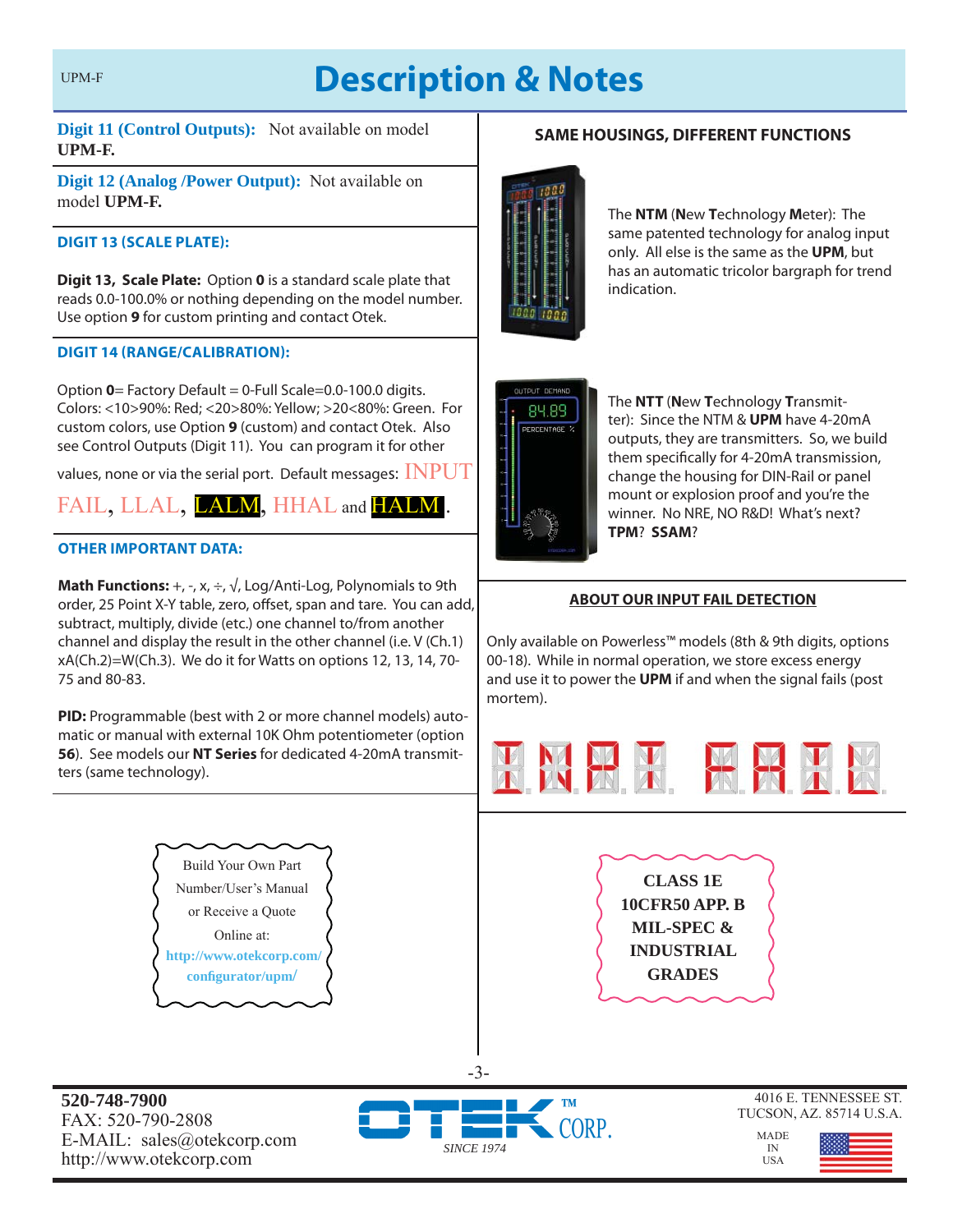# Description & Notes

**Digit 11 (Control Outputs):** Not available on model **UPM-F.**

**Digit 12 (Analog /Power Output):** Not available on model **UPM-F.**

### DIGIT 13 (SCALE PLATE):

**Digit 13, Scale Plate:** Option **0** is a standard scale plate that reads 0.0-100.0% or nothing depending on the model number. Use option **9** for custom printing and contact Otek.

### DIGIT 14 (RANGE/CALIBRATION):

Option **0**= Factory Default = 0-Full Scale=0.0-100.0 digits. Colors: <10>90%: Red; <20>80%: Yellow; >20<80%: Green. For custom colors, use Option **9** (custom) and contact Otek. Also see Control Outputs (Digit 11). You can program it for other values, none or via the serial port. Default messages: INPUT FAIL, LLAL, LALM, HHAL and HALM.

### OTHER IMPORTANT DATA:

**Math Functions:** +, -, x, ÷, √, Log/Anti-Log, Polynomials to 9th order, 25 Point X-Y table, zero, offset, span and tare. You can add, subtract, multiply, divide (etc.) one channel to/from another channel and display the result in the other channel (i.e. V (Ch.1) xA(Ch.2)=W(Ch.3). We do it for Watts on options 12, 13, 14, 70-75 and 80-83.

**PID:** Programmable (best with 2 or more channel models) automatic or manual with external 10K Ohm potentiometer (option **56**). See models our **NT Series** for dedicated 4-20mA transmitters (same technology).

Build Your Own Part Number/User's Manual or Receive a Quote Online at: http://www.otekcorp.com/configurator/upm/

### SAME HOUSINGS, DIFFERENT FUNCTIONS

The **NTM** (**N**ew **T**echnology **M**eter): The same patented technology for analog input only. All else is the same as the **UPM**, but has an automatic tricolor bargraph for trend indication.

The **NTT** (**N**ew **T**echnology **T**ransmitter): Since the NTM & **UPM** have 4-20mA outputs, they are transmitters. So, we build them specifically for 4-20mA transmission, change the housing for DIN-Rail or panel mount or explosion proof and you're the winner. No NRE, NO R&D! What's next? **TPM**? **SSAM**?

### ABOUT OUR INPUT FAIL DETECTION

Only available on Powerless™ models (8th & 9th digits, options 00-18). While in normal operation, we store excess energy and use it to power the **UPM** if and when the signal fails (post mortem).

INPT FAIL

**CLASS 1E**
**10CFR50 APP. B**
**MIL-SPEC &**
**INDUSTRIAL**
**GRADES**

**520-748-7900**
FAX: 520-790-2808
E-MAIL: sales@otekcorp.com
http://www.otekcorp.com

OTEK™ CORP. SINCE 1974

4016 E. TENNESSEE ST.
TUCSON, AZ. 85714 U.S.A.
MADE IN USA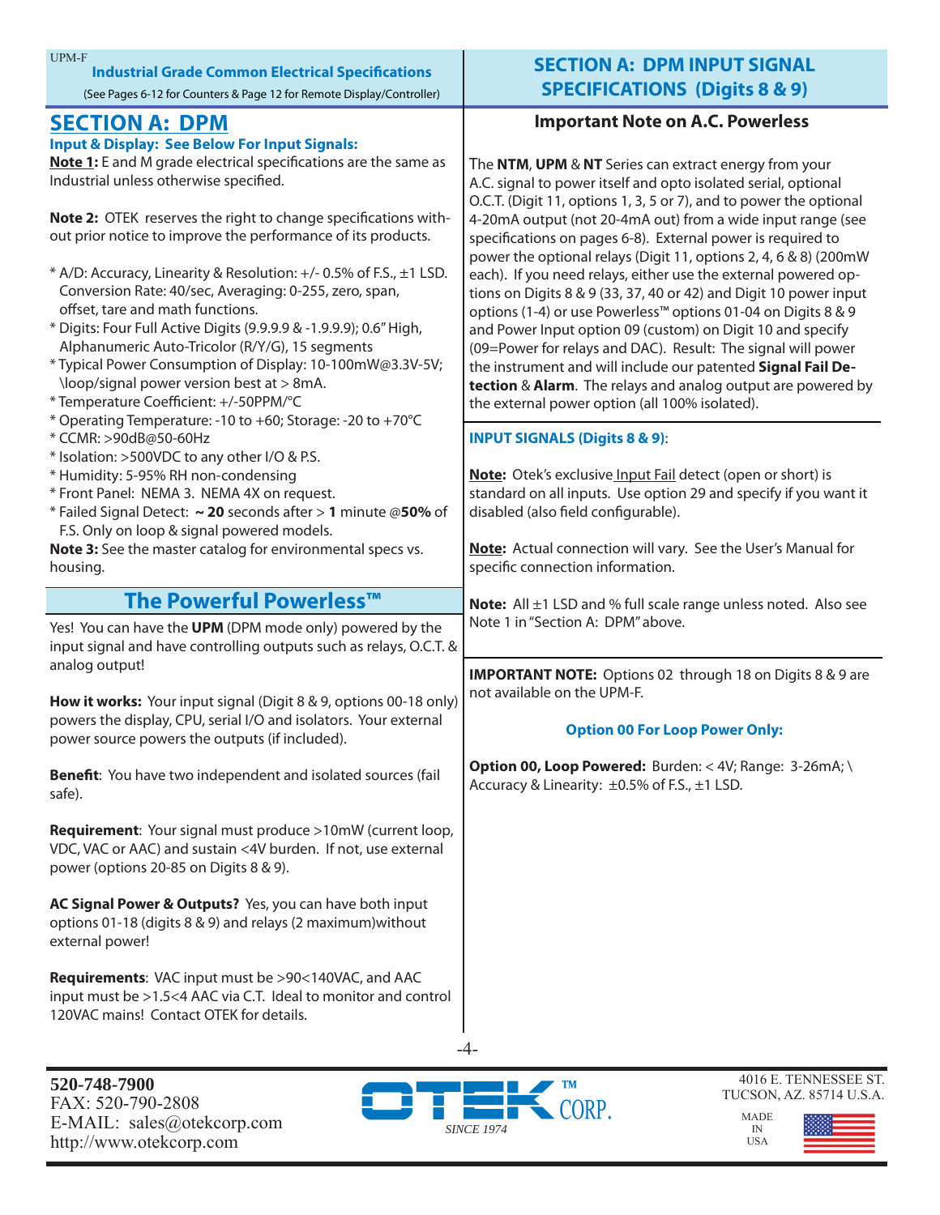UPM-F

## Industrial Grade Common Electrical Specifications

(See Pages 6-12 for Counters & Page 12 for Remote Display/Controller)

## SECTION A: DPM

**Input & Display: See Below For Input Signals:**

**Note 1:** E and M grade electrical specifications are the same as Industrial unless otherwise specified.

**Note 2:** OTEK reserves the right to change specifications without prior notice to improve the performance of its products.

* A/D: Accuracy, Linearity & Resolution: +/- 0.5% of F.S., ±1 LSD. Conversion Rate: 40/sec, Averaging: 0-255, zero, span, offset, tare and math functions.
* Digits: Four Full Active Digits (9.9.9.9 & -1.9.9.9); 0.6" High, Alphanumeric Auto-Tricolor (R/Y/G), 15 segments
* Typical Power Consumption of Display: 10-100mW@3.3V-5V; \loop/signal power version best at > 8mA.
* Temperature Coefficient: +/-50PPM/°C
* Operating Temperature: -10 to +60; Storage: -20 to +70°C
* CCMR: >90dB@50-60Hz
* Isolation: >500VDC to any other I/O & P.S.
* Humidity: 5-95% RH non-condensing
* Front Panel: NEMA 3. NEMA 4X on request.
* Failed Signal Detect: **~ 20** seconds after > **1** minute @**50%** of F.S. Only on loop & signal powered models.

**Note 3:** See the master catalog for environmental specs vs. housing.

## The Powerful Powerless™

Yes! You can have the **UPM** (DPM mode only) powered by the input signal and have controlling outputs such as relays, O.C.T. & analog output!

**How it works:** Your input signal (Digit 8 & 9, options 00-18 only) powers the display, CPU, serial I/O and isolators. Your external power source powers the outputs (if included).

**Benefit**: You have two independent and isolated sources (fail safe).

**Requirement**: Your signal must produce >10mW (current loop, VDC, VAC or AAC) and sustain <4V burden. If not, use external power (options 20-85 on Digits 8 & 9).

**AC Signal Power & Outputs?** Yes, you can have both input options 01-18 (digits 8 & 9) and relays (2 maximum)without external power!

**Requirements**: VAC input must be >90<140VAC, and AAC input must be >1.5<4 AAC via C.T. Ideal to monitor and control 120VAC mains! Contact OTEK for details.

## SECTION A: DPM INPUT SIGNAL SPECIFICATIONS (Digits 8 & 9)

### Important Note on A.C. Powerless

The **NTM**, **UPM** & **NT** Series can extract energy from your A.C. signal to power itself and opto isolated serial, optional O.C.T. (Digit 11, options 1, 3, 5 or 7), and to power the optional 4-20mA output (not 20-4mA out) from a wide input range (see specifications on pages 6-8). External power is required to power the optional relays (Digit 11, options 2, 4, 6 & 8) (200mW each). If you need relays, either use the external powered options on Digits 8 & 9 (33, 37, 40 or 42) and Digit 10 power input options (1-4) or use Powerless™ options 01-04 on Digits 8 & 9 and Power Input option 09 (custom) on Digit 10 and specify (09=Power for relays and DAC). Result: The signal will power the instrument and will include our patented **Signal Fail Detection** & **Alarm**. The relays and analog output are powered by the external power option (all 100% isolated).

**INPUT SIGNALS (Digits 8 & 9)**:

**Note:** Otek's exclusive Input Fail detect (open or short) is standard on all inputs. Use option 29 and specify if you want it disabled (also field configurable).

**Note:** Actual connection will vary. See the User's Manual for specific connection information.

**Note:** All ±1 LSD and % full scale range unless noted. Also see Note 1 in "Section A: DPM" above.

**IMPORTANT NOTE:** Options 02 through 18 on Digits 8 & 9 are not available on the UPM-F.

**Option 00 For Loop Power Only:**

**Option 00, Loop Powered:** Burden: < 4V; Range: 3-26mA; \ Accuracy & Linearity: ±0.5% of F.S., ±1 LSD.

520-748-7900
FAX: 520-790-2808
E-MAIL: sales@otekcorp.com
http://www.otekcorp.com

OTEK™ CORP. SINCE 1974

4016 E. TENNESSEE ST.
TUCSON, AZ. 85714 U.S.A.

MADE IN USA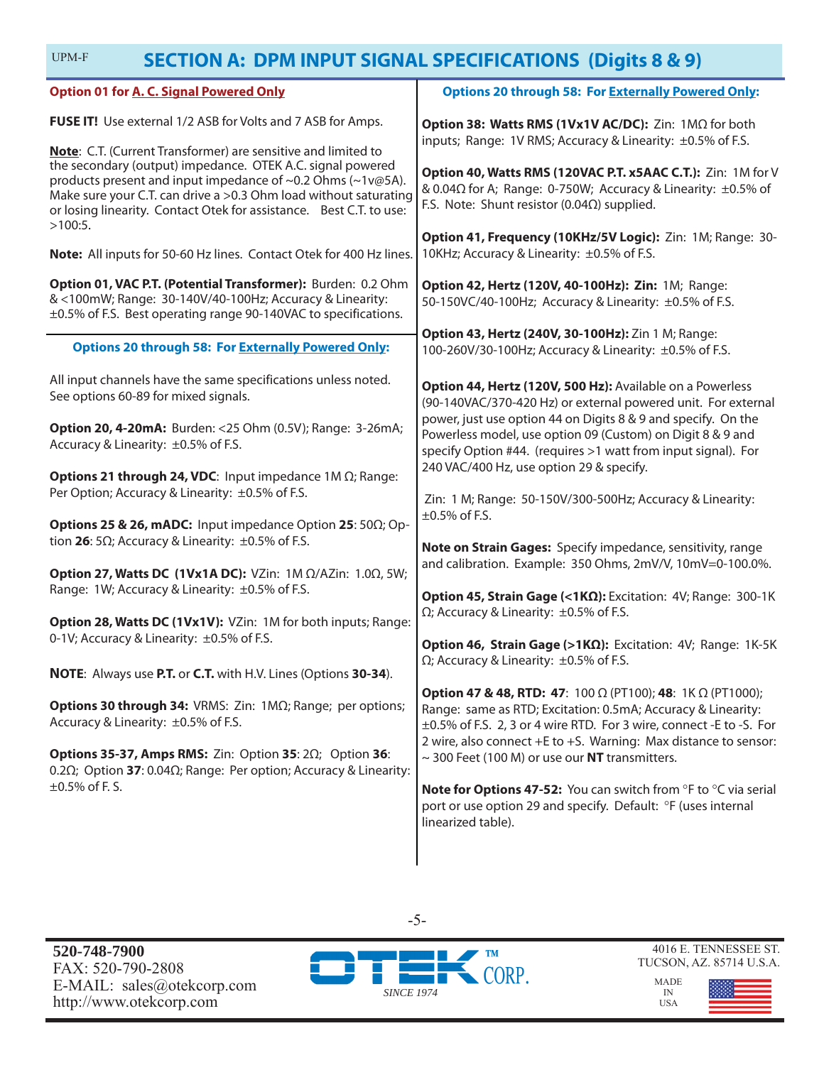# SECTION A: DPM INPUT SIGNAL SPECIFICATIONS (Digits 8 & 9)

**Option 01 for A. C. Signal Powered Only**

**FUSE IT!** Use external 1/2 ASB for Volts and 7 ASB for Amps.

**Note**: C.T. (Current Transformer) are sensitive and limited to the secondary (output) impedance. OTEK A.C. signal powered products present and input impedance of ~0.2 Ohms (~1v@5A). Make sure your C.T. can drive a >0.3 Ohm load without saturating or losing linearity. Contact Otek for assistance. Best C.T. to use: >100:5.

**Note:** All inputs for 50-60 Hz lines. Contact Otek for 400 Hz lines.

**Option 01, VAC P.T. (Potential Transformer):** Burden: 0.2 Ohm & <100mW; Range: 30-140V/40-100Hz; Accuracy & Linearity: ±0.5% of F.S. Best operating range 90-140VAC to specifications.

**Options 20 through 58: For Externally Powered Only:**

All input channels have the same specifications unless noted. See options 60-89 for mixed signals.

**Option 20, 4-20mA:** Burden: <25 Ohm (0.5V); Range: 3-26mA; Accuracy & Linearity: ±0.5% of F.S.

**Options 21 through 24, VDC**: Input impedance 1M Ω; Range: Per Option; Accuracy & Linearity: ±0.5% of F.S.

**Options 25 & 26, mADC:** Input impedance Option **25**: 50Ω; Option **26**: 5Ω; Accuracy & Linearity: ±0.5% of F.S.

**Option 27, Watts DC (1Vx1A DC):** VZin: 1M Ω/AZin: 1.0Ω, 5W; Range: 1W; Accuracy & Linearity: ±0.5% of F.S.

**Option 28, Watts DC (1Vx1V):** VZin: 1M for both inputs; Range: 0-1V; Accuracy & Linearity: ±0.5% of F.S.

**NOTE**: Always use **P.T.** or **C.T.** with H.V. Lines (Options **30-34**).

**Options 30 through 34:** VRMS: Zin: 1MΩ; Range; per options; Accuracy & Linearity: ±0.5% of F.S.

**Options 35-37, Amps RMS:** Zin: Option **35**: 2Ω; Option **36**: 0.2Ω; Option **37**: 0.04Ω; Range: Per option; Accuracy & Linearity: ±0.5% of F. S.

**Options 20 through 58: For Externally Powered Only:**

**Option 38: Watts RMS (1Vx1V AC/DC):** Zin: 1MΩ for both inputs; Range: 1V RMS; Accuracy & Linearity: ±0.5% of F.S.

**Option 40, Watts RMS (120VAC P.T. x5AAC C.T.):** Zin: 1M for V & 0.04Ω for A; Range: 0-750W; Accuracy & Linearity: ±0.5% of F.S. Note: Shunt resistor (0.04Ω) supplied.

**Option 41, Frequency (10KHz/5V Logic):** Zin: 1M; Range: 30-10KHz; Accuracy & Linearity: ±0.5% of F.S.

**Option 42, Hertz (120V, 40-100Hz): Zin:** 1M; Range: 50-150VC/40-100Hz; Accuracy & Linearity: ±0.5% of F.S.

**Option 43, Hertz (240V, 30-100Hz):** Zin 1 M; Range: 100-260V/30-100Hz; Accuracy & Linearity: ±0.5% of F.S.

**Option 44, Hertz (120V, 500 Hz):** Available on a Powerless (90-140VAC/370-420 Hz) or external powered unit. For external power, just use option 44 on Digits 8 & 9 and specify. On the Powerless model, use option 09 (Custom) on Digit 8 & 9 and specify Option #44. (requires >1 watt from input signal). For 240 VAC/400 Hz, use option 29 & specify.

Zin: 1 M; Range: 50-150V/300-500Hz; Accuracy & Linearity: ±0.5% of F.S.

**Note on Strain Gages:** Specify impedance, sensitivity, range and calibration. Example: 350 Ohms, 2mV/V, 10mV=0-100.0%.

**Option 45, Strain Gage (<1KΩ):** Excitation: 4V; Range: 300-1K Ω; Accuracy & Linearity: ±0.5% of F.S.

**Option 46, Strain Gage (>1KΩ):** Excitation: 4V; Range: 1K-5K Ω; Accuracy & Linearity: ±0.5% of F.S.

**Option 47 & 48, RTD: 47**: 100 Ω (PT100); **48**: 1K Ω (PT1000); Range: same as RTD; Excitation: 0.5mA; Accuracy & Linearity: ±0.5% of F.S. 2, 3 or 4 wire RTD. For 3 wire, connect -E to -S. For 2 wire, also connect +E to +S. Warning: Max distance to sensor: ~ 300 Feet (100 M) or use our **NT** transmitters.

**Note for Options 47-52:** You can switch from °F to °C via serial port or use option 29 and specify. Default: °F (uses internal linearized table).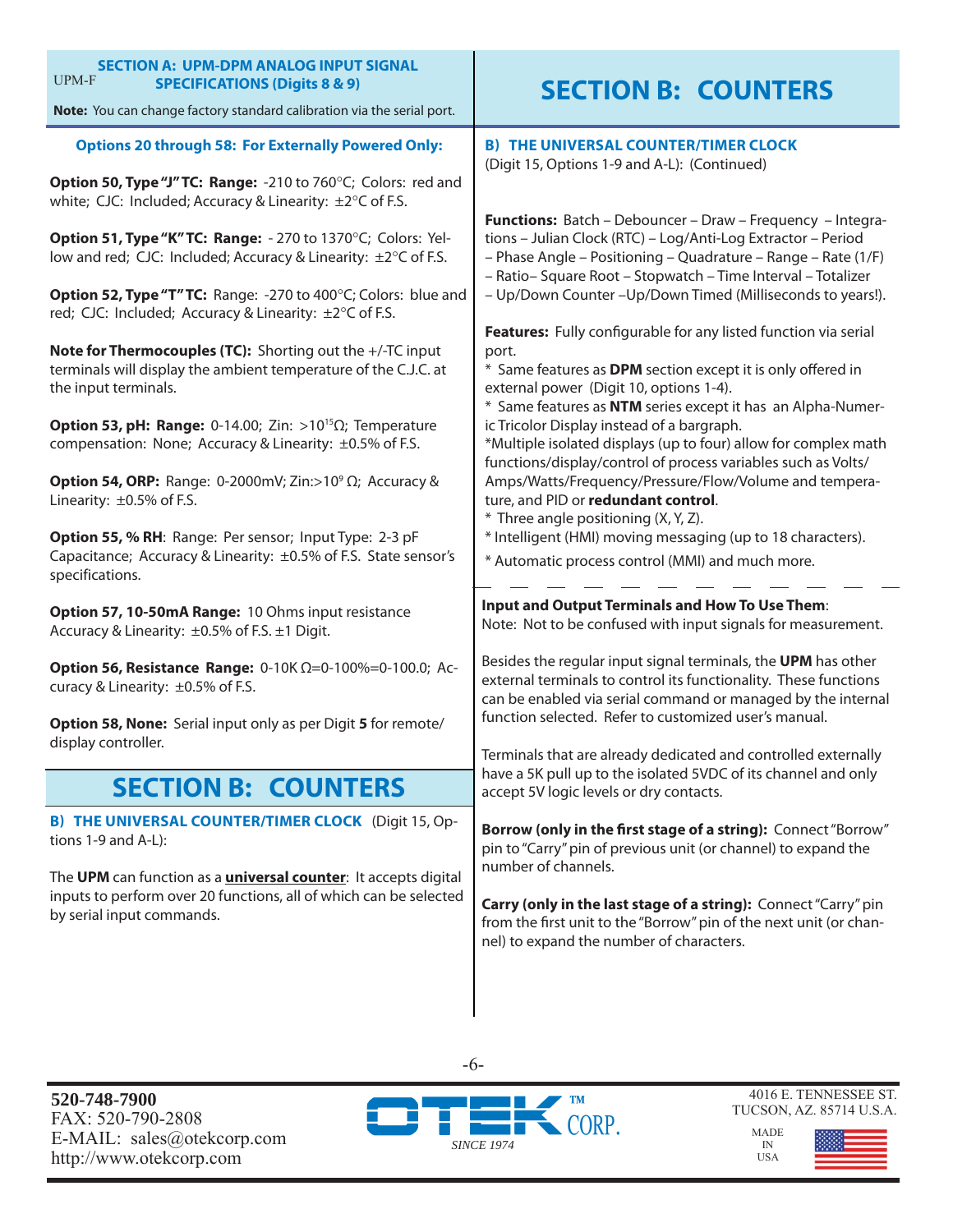## SECTION A: UPM-DPM ANALOG INPUT SIGNAL SPECIFICATIONS (Digits 8 & 9)

**Note:** You can change factory standard calibration via the serial port.

**Options 20 through 58: For Externally Powered Only:**

**Option 50, Type "J" TC: Range:** -210 to 760°C; Colors: red and white; CJC: Included; Accuracy & Linearity: ±2°C of F.S.

**Option 51, Type "K" TC: Range:** - 270 to 1370°C; Colors: Yellow and red; CJC: Included; Accuracy & Linearity: ±2°C of F.S.

**Option 52, Type "T" TC:** Range: -270 to 400°C; Colors: blue and red; CJC: Included; Accuracy & Linearity: ±2°C of F.S.

**Note for Thermocouples (TC):** Shorting out the +/-TC input terminals will display the ambient temperature of the C.J.C. at the input terminals.

**Option 53, pH: Range:** 0-14.00; Zin: $>10^{15}\Omega$; Temperature compensation: None; Accuracy & Linearity: ±0.5% of F.S.

**Option 54, ORP:** Range: 0-2000mV; Zin: $>10^{9}\ \Omega$; Accuracy & Linearity: ±0.5% of F.S.

**Option 55, % RH**: Range: Per sensor; Input Type: 2-3 pF Capacitance; Accuracy & Linearity: ±0.5% of F.S. State sensor's specifications.

**Option 57, 10-50mA Range:** 10 Ohms input resistance Accuracy & Linearity: ±0.5% of F.S. ±1 Digit.

**Option 56, Resistance Range:** 0-10K Ω=0-100%=0-100.0; Accuracy & Linearity: ±0.5% of F.S.

**Option 58, None:** Serial input only as per Digit **5** for remote/display controller.

## SECTION B: COUNTERS

**B) THE UNIVERSAL COUNTER/TIMER CLOCK** (Digit 15, Options 1-9 and A-L):

The **UPM** can function as a **universal counter**: It accepts digital inputs to perform over 20 functions, all of which can be selected by serial input commands.

## SECTION B: COUNTERS

**B) THE UNIVERSAL COUNTER/TIMER CLOCK** (Digit 15, Options 1-9 and A-L): (Continued)

**Functions:** Batch – Debouncer – Draw – Frequency – Integrations – Julian Clock (RTC) – Log/Anti-Log Extractor – Period – Phase Angle – Positioning – Quadrature – Range – Rate (1/F) – Ratio– Square Root – Stopwatch – Time Interval – Totalizer – Up/Down Counter –Up/Down Timed (Milliseconds to years!).

**Features:** Fully configurable for any listed function via serial port.

\* Same features as **DPM** section except it is only offered in external power (Digit 10, options 1-4).

\* Same features as **NTM** series except it has an Alpha-Numeric Tricolor Display instead of a bargraph.

\*Multiple isolated displays (up to four) allow for complex math functions/display/control of process variables such as Volts/Amps/Watts/Frequency/Pressure/Flow/Volume and temperature, and PID or **redundant control**.

\* Three angle positioning (X, Y, Z).

\* Intelligent (HMI) moving messaging (up to 18 characters).

\* Automatic process control (MMI) and much more.

---

**Input and Output Terminals and How To Use Them**:
Note: Not to be confused with input signals for measurement.

Besides the regular input signal terminals, the **UPM** has other external terminals to control its functionality. These functions can be enabled via serial command or managed by the internal function selected. Refer to customized user's manual.

Terminals that are already dedicated and controlled externally have a 5K pull up to the isolated 5VDC of its channel and only accept 5V logic levels or dry contacts.

**Borrow (only in the first stage of a string):** Connect "Borrow" pin to "Carry" pin of previous unit (or channel) to expand the number of channels.

**Carry (only in the last stage of a string):** Connect "Carry" pin from the first unit to the "Borrow" pin of the next unit (or channel) to expand the number of characters.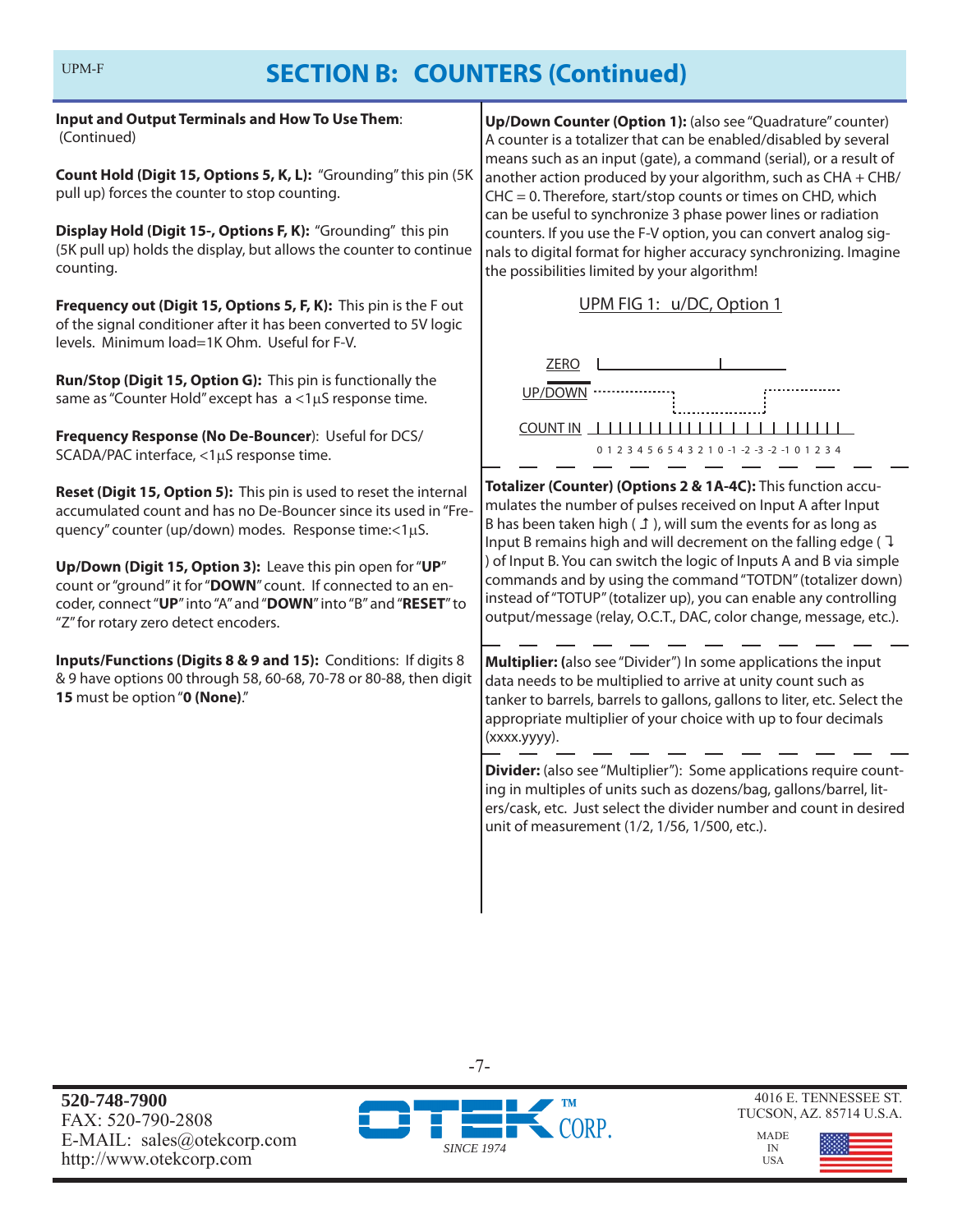# SECTION B: COUNTERS (Continued)

**Input and Output Terminals and How To Use Them**: (Continued)

**Count Hold (Digit 15, Options 5, K, L):** "Grounding" this pin (5K pull up) forces the counter to stop counting.

**Display Hold (Digit 15-, Options F, K):** "Grounding" this pin (5K pull up) holds the display, but allows the counter to continue counting.

**Frequency out (Digit 15, Options 5, F, K):** This pin is the F out of the signal conditioner after it has been converted to 5V logic levels. Minimum load=1K Ohm. Useful for F-V.

**Run/Stop (Digit 15, Option G):** This pin is functionally the same as "Counter Hold" except has a <1µS response time.

**Frequency Response (No De-Bouncer)**: Useful for DCS/SCADA/PAC interface, <1µS response time.

**Reset (Digit 15, Option 5):** This pin is used to reset the internal accumulated count and has no De-Bouncer since its used in "Frequency" counter (up/down) modes. Response time:<1µS.

**Up/Down (Digit 15, Option 3):** Leave this pin open for "**UP**" count or "ground" it for "**DOWN**" count. If connected to an encoder, connect "**UP**" into "A" and "**DOWN**" into "B" and "**RESET**" to "Z" for rotary zero detect encoders.

**Inputs/Functions (Digits 8 & 9 and 15):** Conditions: If digits 8 & 9 have options 00 through 58, 60-68, 70-78 or 80-88, then digit **15** must be option "**0 (None)**."

**Up/Down Counter (Option 1):** (also see "Quadrature" counter) A counter is a totalizer that can be enabled/disabled by several means such as an input (gate), a command (serial), or a result of another action produced by your algorithm, such as CHA + CHB/CHC = 0. Therefore, start/stop counts or times on CHD, which can be useful to synchronize 3 phase power lines or radiation counters. If you use the F-V option, you can convert analog signals to digital format for higher accuracy synchronizing. Imagine the possibilities limited by your algorithm!

UPM FIG 1: u/DC, Option 1

ZERO

UP/DOWN

COUNT IN

0 1 2 3 4 5 6 5 4 3 2 1 0 -1 -2 -3 -2 -1 0 1 2 3 4

**Totalizer (Counter) (Options 2 & 1A-4C):** This function accumulates the number of pulses received on Input A after Input B has been taken high ( ↥ ), will sum the events for as long as Input B remains high and will decrement on the falling edge ( ↧ ) of Input B. You can switch the logic of Inputs A and B via simple commands and by using the command "TOTDN" (totalizer down) instead of "TOTUP" (totalizer up), you can enable any controlling output/message (relay, O.C.T., DAC, color change, message, etc.).

**Multiplier:** (also see "Divider") In some applications the input data needs to be multiplied to arrive at unity count such as tanker to barrels, barrels to gallons, gallons to liter, etc. Select the appropriate multiplier of your choice with up to four decimals (xxxx.yyyy).

**Divider:** (also see "Multiplier"): Some applications require counting in multiples of units such as dozens/bag, gallons/barrel, liters/cask, etc. Just select the divider number and count in desired unit of measurement (1/2, 1/56, 1/500, etc.).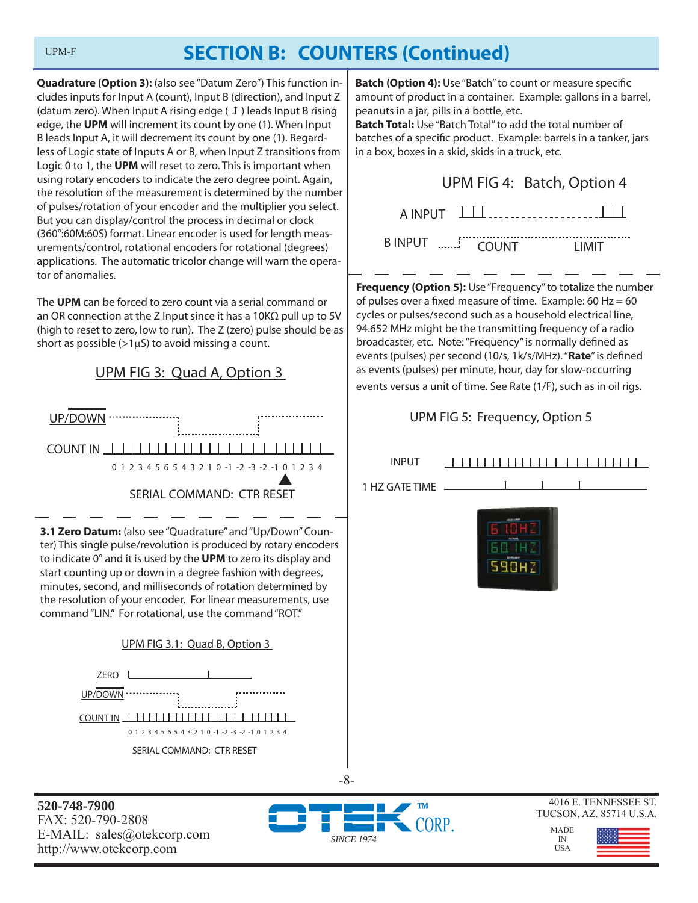# SECTION B: COUNTERS (Continued)

**Quadrature (Option 3):** (also see "Datum Zero") This function includes inputs for Input A (count), Input B (direction), and Input Z (datum zero). When Input A rising edge ( ↥ ) leads Input B rising edge, the **UPM** will increment its count by one (1). When Input B leads Input A, it will decrement its count by one (1). Regardless of Logic state of Inputs A or B, when Input Z transitions from Logic 0 to 1, the **UPM** will reset to zero. This is important when using rotary encoders to indicate the zero degree point. Again, the resolution of the measurement is determined by the number of pulses/rotation of your encoder and the multiplier you select. But you can display/control the process in decimal or clock (360°:60M:60S) format. Linear encoder is used for length measurements/control, rotational encoders for rotational (degrees) applications. The automatic tricolor change will warn the operator of anomalies.

The **UPM** can be forced to zero count via a serial command or an OR connection at the Z Input since it has a 10KΩ pull up to 5V (high to reset to zero, low to run). The Z (zero) pulse should be as short as possible (>1µS) to avoid missing a count.

UPM FIG 3: Quad A, Option 3

UP/DOWN

COUNT IN

0 1 2 3 4 5 6 5 4 3 2 1 0 -1 -2 -3 -2 -1 0 1 2 3 4

SERIAL COMMAND: CTR RESET

**3.1 Zero Datum:** (also see "Quadrature" and "Up/Down" Counter) This single pulse/revolution is produced by rotary encoders to indicate 0° and it is used by the **UPM** to zero its display and start counting up or down in a degree fashion with degrees, minutes, second, and milliseconds of rotation determined by the resolution of your encoder. For linear measurements, use command "LIN." For rotational, use the command "ROT."

UPM FIG 3.1: Quad B, Option 3

ZERO

UP/DOWN

COUNT IN

0 1 2 3 4 5 6 5 4 3 2 1 0 -1 -2 -3 -2 -1 0 1 2 3 4

SERIAL COMMAND: CTR RESET

**Batch (Option 4):** Use "Batch" to count or measure specific amount of product in a container. Example: gallons in a barrel, peanuts in a jar, pills in a bottle, etc.

**Batch Total:** Use "Batch Total" to add the total number of batches of a specific product. Example: barrels in a tanker, jars in a box, boxes in a skid, skids in a truck, etc.

UPM FIG 4: Batch, Option 4

A INPUT

B INPUT COUNT LIMIT

**Frequency (Option 5):** Use "Frequency" to totalize the number of pulses over a fixed measure of time. Example: 60 Hz = 60 cycles or pulses/second such as a household electrical line, 94.652 MHz might be the transmitting frequency of a radio broadcaster, etc. Note: "Frequency" is normally defined as events (pulses) per second (10/s, 1k/s/MHz). "**Rate**" is defined as events (pulses) per minute, hour, day for slow-occurring events versus a unit of time. See Rate (1/F), such as in oil rigs.

UPM FIG 5: Frequency, Option 5

INPUT

1 HZ GATE TIME

520-748-7900
FAX: 520-790-2808
E-MAIL: sales@otekcorp.com
http://www.otekcorp.com

OTEK CORP. SINCE 1974

4016 E. TENNESSEE ST.
TUCSON, AZ. 85714 U.S.A.
MADE IN USA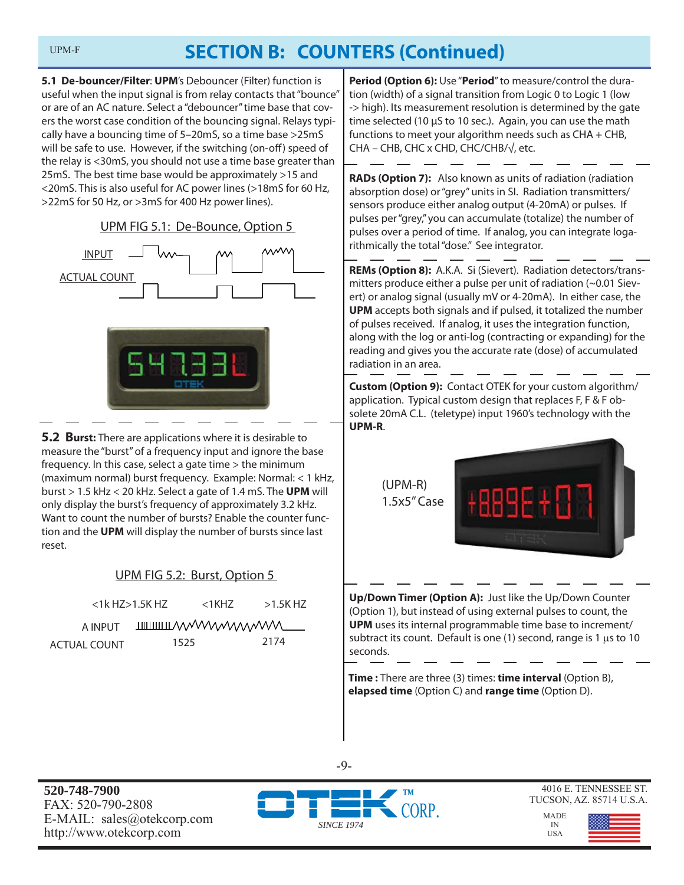# SECTION B: COUNTERS (Continued)

**5.1 De-bouncer/Filter**: **UPM**'s Debouncer (Filter) function is useful when the input signal is from relay contacts that "bounce" or are of an AC nature. Select a "debouncer" time base that covers the worst case condition of the bouncing signal. Relays typically have a bouncing time of 5–20mS, so a time base >25mS will be safe to use. However, if the switching (on-off) speed of the relay is <30mS, you should not use a time base greater than 25mS. The best time base would be approximately >15 and <20mS. This is also useful for AC power lines (>18mS for 60 Hz, >22mS for 50 Hz, or >3mS for 400 Hz power lines).

UPM FIG 5.1: De-Bounce, Option 5

INPUT

ACTUAL COUNT

**5.2 Burst:** There are applications where it is desirable to measure the "burst" of a frequency input and ignore the base frequency. In this case, select a gate time > the minimum (maximum normal) burst frequency. Example: Normal: < 1 kHz, burst > 1.5 kHz < 20 kHz. Select a gate of 1.4 mS. The **UPM** will only display the burst's frequency of approximately 3.2 kHz. Want to count the number of bursts? Enable the counter function and the **UPM** will display the number of bursts since last reset.

UPM FIG 5.2: Burst, Option 5

<1k HZ>1.5K HZ &nbsp;&nbsp; <1KHZ &nbsp;&nbsp; >1.5K HZ

A INPUT

ACTUAL COUNT &nbsp;&nbsp; 1525 &nbsp;&nbsp; 2174

**Period (Option 6):** Use "**Period**" to measure/control the duration (width) of a signal transition from Logic 0 to Logic 1 (low -> high). Its measurement resolution is determined by the gate time selected (10 µS to 10 sec.). Again, you can use the math functions to meet your algorithm needs such as CHA + CHB, CHA – CHB, CHC x CHD, CHC/CHB/√, etc.

**RADs (Option 7):** Also known as units of radiation (radiation absorption dose) or "grey" units in SI. Radiation transmitters/sensors produce either analog output (4-20mA) or pulses. If pulses per "grey," you can accumulate (totalize) the number of pulses over a period of time. If analog, you can integrate logarithmically the total "dose." See integrator.

**REMs (Option 8):** A.K.A. Si (Sievert). Radiation detectors/transmitters produce either a pulse per unit of radiation (~0.01 Sievert) or analog signal (usually mV or 4-20mA). In either case, the **UPM** accepts both signals and if pulsed, it totalized the number of pulses received. If analog, it uses the integration function, along with the log or anti-log (contracting or expanding) for the reading and gives you the accurate rate (dose) of accumulated radiation in an area.

**Custom (Option 9):** Contact OTEK for your custom algorithm/application. Typical custom design that replaces F, F & F obsolete 20mA C.L. (teletype) input 1960's technology with the **UPM-R**.

(UPM-R)
1.5x5" Case

**Up/Down Timer (Option A):** Just like the Up/Down Counter (Option 1), but instead of using external pulses to count, the **UPM** uses its internal programmable time base to increment/subtract its count. Default is one (1) second, range is 1 µs to 10 seconds.

**Time :** There are three (3) times: **time interval** (Option B), **elapsed time** (Option C) and **range time** (Option D).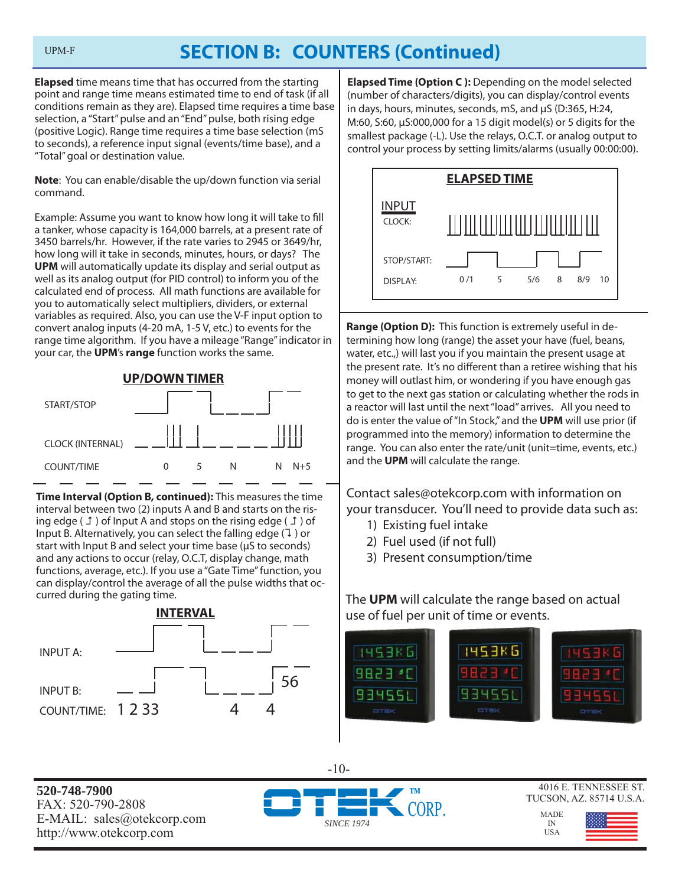# SECTION B: COUNTERS (Continued)

**Elapsed** time means time that has occurred from the starting point and range time means estimated time to end of task (if all conditions remain as they are). Elapsed time requires a time base selection, a "Start" pulse and an "End" pulse, both rising edge (positive Logic). Range time requires a time base selection (mS to seconds), a reference input signal (events/time base), and a "Total" goal or destination value.

**Note**: You can enable/disable the up/down function via serial command.

Example: Assume you want to know how long it will take to fill a tanker, whose capacity is 164,000 barrels, at a present rate of 3450 barrels/hr. However, if the rate varies to 2945 or 3649/hr, how long will it take in seconds, minutes, hours, or days? The **UPM** will automatically update its display and serial output as well as its analog output (for PID control) to inform you of the calculated end of process. All math functions are available for you to automatically select multipliers, dividers, or external variables as required. Also, you can use the V-F input option to convert analog inputs (4-20 mA, 1-5 V, etc.) to events for the range time algorithm. If you have a mileage "Range" indicator in your car, the **UPM**'s **range** function works the same.

**UP/DOWN TIMER**

START/STOP

CLOCK (INTERNAL)

COUNT/TIME: 0 5 N N N+5

**Time Interval (Option B, continued):** This measures the time interval between two (2) inputs A and B and starts on the rising edge ( ↥ ) of Input A and stops on the rising edge ( ↥ ) of Input B. Alternatively, you can select the falling edge (↧ ) or start with Input B and select your time base (µS to seconds) and any actions to occur (relay, O.C.T, display change, math functions, average, etc.). If you use a "Gate Time" function, you can display/control the average of all the pulse widths that occurred during the gating time.

**INTERVAL**

INPUT A:

INPUT B: 56

COUNT/TIME: 1 2 33 4 4

**Elapsed Time (Option C ):** Depending on the model selected (number of characters/digits), you can display/control events in days, hours, minutes, seconds, mS, and µS (D:365, H:24, M:60, S:60, µS:000,000 for a 15 digit model(s) or 5 digits for the smallest package (-L). Use the relays, O.C.T. or analog output to control your process by setting limits/alarms (usually 00:00:00).

**ELAPSED TIME**

INPUT

CLOCK:

STOP/START:

DISPLAY: 0 /1 5 5/6 8 8/9 10

**Range (Option D):** This function is extremely useful in determining how long (range) the asset your have (fuel, beans, water, etc.,) will last you if you maintain the present usage at the present rate. It's no different than a retiree wishing that his money will outlast him, or wondering if you have enough gas to get to the next gas station or calculating whether the rods in a reactor will last until the next "load" arrives. All you need to do is enter the value of "In Stock," and the **UPM** will use prior (if programmed into the memory) information to determine the range. You can also enter the rate/unit (unit=time, events, etc.) and the **UPM** will calculate the range.

Contact sales@otekcorp.com with information on your transducer. You'll need to provide data such as:

1) Existing fuel intake
2) Fuel used (if not full)
3) Present consumption/time

The **UPM** will calculate the range based on actual use of fuel per unit of time or events.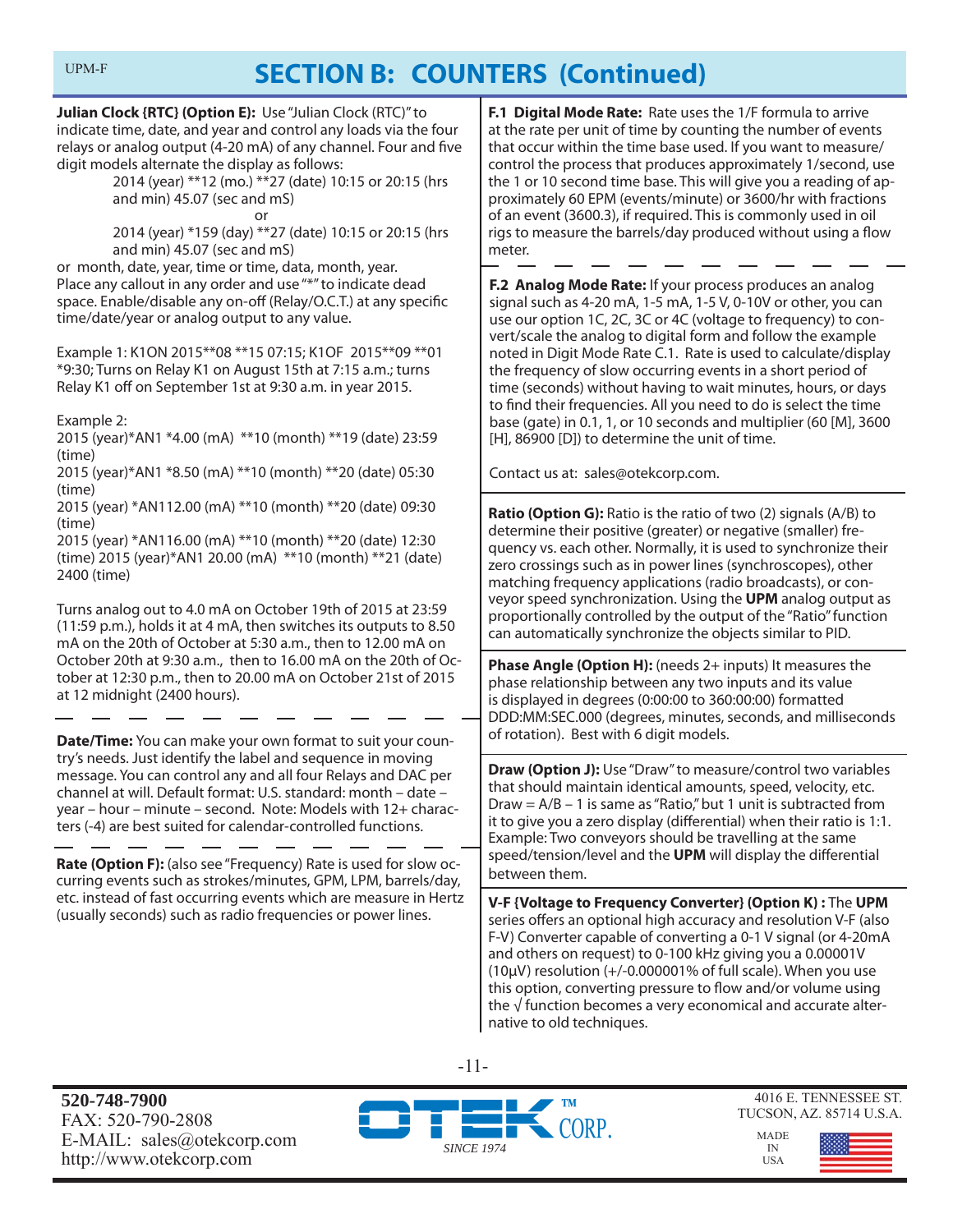## SECTION B: COUNTERS (Continued)

**Julian Clock {RTC} (Option E):** Use "Julian Clock (RTC)" to indicate time, date, and year and control any loads via the four relays or analog output (4-20 mA) of any channel. Four and five digit models alternate the display as follows:

> 2014 (year) **12 (mo.) **27 (date) 10:15 or 20:15 (hrs and min) 45.07 (sec and mS)
>
> or
>
> 2014 (year) *159 (day) **27 (date) 10:15 or 20:15 (hrs and min) 45.07 (sec and mS)

or month, date, year, time or time, data, month, year. Place any callout in any order and use "*" to indicate dead space. Enable/disable any on-off (Relay/O.C.T.) at any specific time/date/year or analog output to any value.

Example 1: K1ON 2015**08 **15 07:15; K1OF 2015**09 **01 *9:30; Turns on Relay K1 on August 15th at 7:15 a.m.; turns Relay K1 off on September 1st at 9:30 a.m. in year 2015.

Example 2:
2015 (year)*AN1 *4.00 (mA) **10 (month) **19 (date) 23:59 (time)
2015 (year)*AN1 *8.50 (mA) **10 (month) **20 (date) 05:30 (time)
2015 (year) *AN112.00 (mA) **10 (month) **20 (date) 09:30 (time)
2015 (year) *AN116.00 (mA) **10 (month) **20 (date) 12:30 (time) 2015 (year)*AN1 20.00 (mA) **10 (month) **21 (date) 2400 (time)

Turns analog out to 4.0 mA on October 19th of 2015 at 23:59 (11:59 p.m.), holds it at 4 mA, then switches its outputs to 8.50 mA on the 20th of October at 5:30 a.m., then to 12.00 mA on October 20th at 9:30 a.m., then to 16.00 mA on the 20th of October at 12:30 p.m., then to 20.00 mA on October 21st of 2015 at 12 midnight (2400 hours).

---

**Date/Time:** You can make your own format to suit your country's needs. Just identify the label and sequence in moving message. You can control any and all four Relays and DAC per channel at will. Default format: U.S. standard: month – date – year – hour – minute – second. Note: Models with 12+ characters (-4) are best suited for calendar-controlled functions.

---

**Rate (Option F):** (also see "Frequency) Rate is used for slow occurring events such as strokes/minutes, GPM, LPM, barrels/day, etc. instead of fast occurring events which are measure in Hertz (usually seconds) such as radio frequencies or power lines.

**F.1 Digital Mode Rate:** Rate uses the 1/F formula to arrive at the rate per unit of time by counting the number of events that occur within the time base used. If you want to measure/control the process that produces approximately 1/second, use the 1 or 10 second time base. This will give you a reading of approximately 60 EPM (events/minute) or 3600/hr with fractions of an event (3600.3), if required. This is commonly used in oil rigs to measure the barrels/day produced without using a flow meter.

---

**F.2 Analog Mode Rate:** If your process produces an analog signal such as 4-20 mA, 1-5 mA, 1-5 V, 0-10V or other, you can use our option 1C, 2C, 3C or 4C (voltage to frequency) to convert/scale the analog to digital form and follow the example noted in Digit Mode Rate C.1. Rate is used to calculate/display the frequency of slow occurring events in a short period of time (seconds) without having to wait minutes, hours, or days to find their frequencies. All you need to do is select the time base (gate) in 0.1, 1, or 10 seconds and multiplier (60 [M], 3600 [H], 86900 [D]) to determine the unit of time.

Contact us at: sales@otekcorp.com.

**Ratio (Option G):** Ratio is the ratio of two (2) signals (A/B) to determine their positive (greater) or negative (smaller) frequency vs. each other. Normally, it is used to synchronize their zero crossings such as in power lines (synchroscopes), other matching frequency applications (radio broadcasts), or conveyor speed synchronization. Using the **UPM** analog output as proportionally controlled by the output of the "Ratio" function can automatically synchronize the objects similar to PID.

**Phase Angle (Option H):** (needs 2+ inputs) It measures the phase relationship between any two inputs and its value is displayed in degrees (0:00:00 to 360:00:00) formatted DDD:MM:SEC.000 (degrees, minutes, seconds, and milliseconds of rotation). Best with 6 digit models.

**Draw (Option J):** Use "Draw" to measure/control two variables that should maintain identical amounts, speed, velocity, etc. Draw = A/B – 1 is same as "Ratio," but 1 unit is subtracted from it to give you a zero display (differential) when their ratio is 1:1. Example: Two conveyors should be travelling at the same speed/tension/level and the **UPM** will display the differential between them.

**V-F {Voltage to Frequency Converter} (Option K) :** The **UPM** series offers an optional high accuracy and resolution V-F (also F-V) Converter capable of converting a 0-1 V signal (or 4-20mA and others on request) to 0-100 kHz giving you a 0.00001V (10µV) resolution (+/-0.000001% of full scale). When you use this option, converting pressure to flow and/or volume using the √ function becomes a very economical and accurate alternative to old techniques.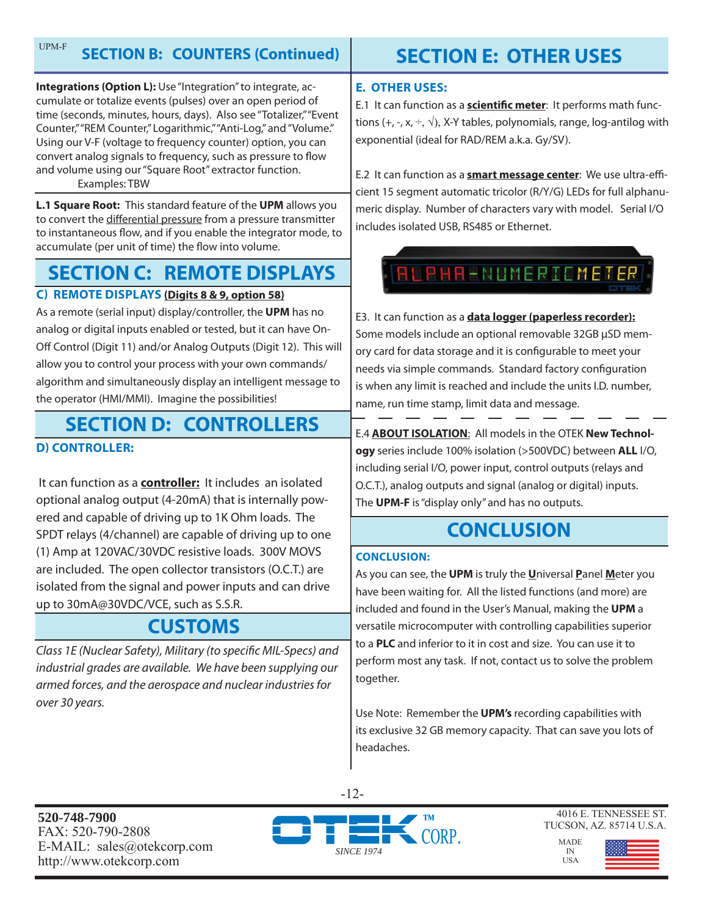## SECTION B: COUNTERS (Continued)

**Integrations (Option L):** Use "Integration" to integrate, accumulate or totalize events (pulses) over an open period of time (seconds, minutes, hours, days). Also see "Totalizer," "Event Counter," "REM Counter," Logarithmic," "Anti-Log," and "Volume." Using our V-F (voltage to frequency counter) option, you can convert analog signals to frequency, such as pressure to flow and volume using our "Square Root" extractor function.

Examples: TBW

**L.1 Square Root:** This standard feature of the **UPM** allows you to convert the differential pressure from a pressure transmitter to instantaneous flow, and if you enable the integrator mode, to accumulate (per unit of time) the flow into volume.

## SECTION C: REMOTE DISPLAYS

### C) REMOTE DISPLAYS (Digits 8 & 9, option 58)

As a remote (serial input) display/controller, the **UPM** has no analog or digital inputs enabled or tested, but it can have On-Off Control (Digit 11) and/or Analog Outputs (Digit 12). This will allow you to control your process with your own commands/algorithm and simultaneously display an intelligent message to the operator (HMI/MMI). Imagine the possibilities!

## SECTION D: CONTROLLERS

### D) CONTROLLER:

It can function as a **controller:** It includes an isolated optional analog output (4-20mA) that is internally powered and capable of driving up to 1K Ohm loads. The SPDT relays (4/channel) are capable of driving up to one (1) Amp at 120VAC/30VDC resistive loads. 300V MOVS are included. The open collector transistors (O.C.T.) are isolated from the signal and power inputs and can drive up to 30mA@30VDC/VCE, such as S.S.R.

## CUSTOMS

*Class 1E (Nuclear Safety), Military (to specific MIL-Specs) and industrial grades are available. We have been supplying our armed forces, and the aerospace and nuclear industries for over 30 years.*

## SECTION E: OTHER USES

### E. OTHER USES:

E.1 It can function as a **scientific meter**: It performs math functions (+, -, x, ÷, √), X-Y tables, polynomials, range, log-antilog with exponential (ideal for RAD/REM a.k.a. Gy/SV).

E.2 It can function as a **smart message center**: We use ultra-efficient 15 segment automatic tricolor (R/Y/G) LEDs for full alphanumeric display. Number of characters vary with model. Serial I/O includes isolated USB, RS485 or Ethernet.

E3. It can function as a **data logger (paperless recorder):** Some models include an optional removable 32GB µSD memory card for data storage and it is configurable to meet your needs via simple commands. Standard factory configuration is when any limit is reached and include the units I.D. number, name, run time stamp, limit data and message.

E.4 **ABOUT ISOLATION**: All models in the OTEK **New Technology** series include 100% isolation (>500VDC) between **ALL** I/O, including serial I/O, power input, control outputs (relays and O.C.T.), analog outputs and signal (analog or digital) inputs. The **UPM-F** is "display only" and has no outputs.

## CONCLUSION

### CONCLUSION:

As you can see, the **UPM** is truly the **U**niversal **P**anel **M**eter you have been waiting for. All the listed functions (and more) are included and found in the User's Manual, making the **UPM** a versatile microcomputer with controlling capabilities superior to a **PLC** and inferior to it in cost and size. You can use it to perform most any task. If not, contact us to solve the problem together.

Use Note: Remember the **UPM's** recording capabilities with its exclusive 32 GB memory capacity. That can save you lots of headaches.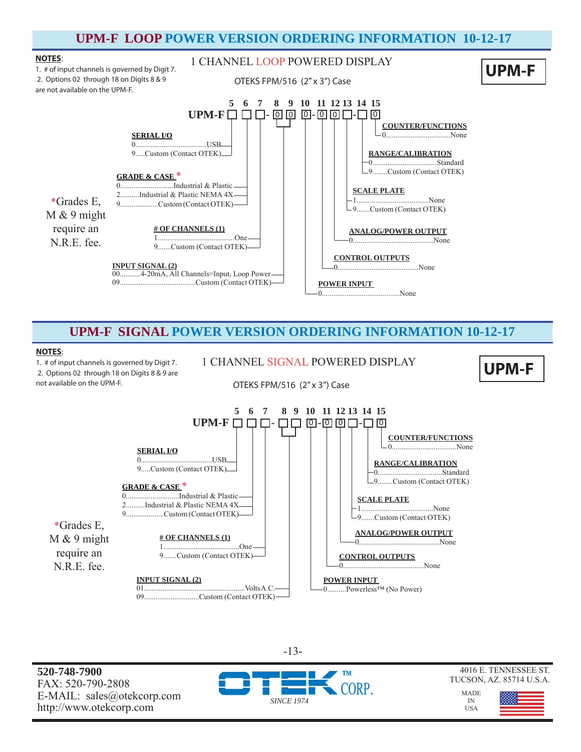# UPM-F LOOP POWER VERSION ORDERING INFORMATION 10-12-17

**NOTES**:
1. # of input channels is governed by Digit 7.
2. Options 02 through 18 on Digits 8 & 9 are not available on the UPM-F.

1 CHANNEL LOOP POWERED DISPLAY

OTEKS FPM/516 (2" x 3") Case

**UPM-F**

UPM-F ☐ ☐ ☐ - ☐ ☐ 0 - 0 0 ☐ - ☐ 0 (digits 5 6 7 - 8 9 10 - 11 12 13 - 14 15)

**SERIAL I/O** (Digit 5)
- 0......USB
- 9.....Custom (Contact OTEK)

**GRADE & CASE** * (Digit 6)
- 0......Industrial & Plastic
- 2..........Industrial & Plastic NEMA 4X
- 9......Custom (Contact OTEK)

**# OF CHANNELS (1)** (Digit 7)
- 1......One
- 9.......Custom (Contact OTEK)

**INPUT SIGNAL (2)** (Digits 8 & 9)
- 00...........4-20mA, All Channels=Input, Loop Power
- 09......Custom (Contact OTEK)

**POWER INPUT** (Digit 10)
- 0......None

**CONTROL OUTPUTS** (Digit 11)
- 0......None

**ANALOG/POWER OUTPUT** (Digit 12)
- 0......None

**SCALE PLATE** (Digit 13)
- 1......None
- 9.......Custom (Contact OTEK)

**RANGE/CALIBRATION** (Digit 14)
- 0......Standard
- 9........Custom (Contact OTEK)

**COUNTER/FUNCTIONS** (Digit 15)
- 0......None

*Grades E, M & 9 might require an N.R.E. fee.

# UPM-F SIGNAL POWER VERSION ORDERING INFORMATION 10-12-17

**NOTES**:
1. # of input channels is governed by Digit 7.
2. Options 02 through 18 on Digits 8 & 9 are not available on the UPM-F.

1 CHANNEL SIGNAL POWERED DISPLAY

OTEKS FPM/516 (2" x 3") Case

**UPM-F**

UPM-F ☐ ☐ ☐ - ☐ ☐ 0 - 0 0 ☐ - ☐ 0 (digits 5 6 7 - 8 9 10 - 11 12 13 - 14 15)

**SERIAL I/O** (Digit 5)
- 0......USB
- 9.....Custom (Contact OTEK)

**GRADE & CASE** * (Digit 6)
- 0......Industrial & Plastic
- 2..........Industrial & Plastic NEMA 4X
- 9......Custom (Contact OTEK)

**# OF CHANNELS (1)** (Digit 7)
- 1......One
- 9.......Custom (Contact OTEK)

**INPUT SIGNAL (2)** (Digits 8 & 9)
- 01......Volts A.C.
- 09......Custom (Contact OTEK)

**POWER INPUT** (Digit 10)
- 0..........Powerless™ (No Power)

**CONTROL OUTPUTS** (Digit 11)
- 0......None

**ANALOG/POWER OUTPUT** (Digit 12)
- 0......None

**SCALE PLATE** (Digit 13)
- 1......None
- 9.......Custom (Contact OTEK)

**RANGE/CALIBRATION** (Digit 14)
- 0......Standard
- 9........Custom (Contact OTEK)

**COUNTER/FUNCTIONS** (Digit 15)
- 0......None

*Grades E, M & 9 might require an N.R.E. fee.

**520-748-7900**
FAX: 520-790-2808
E-MAIL: sales@otekcorp.com
http://www.otekcorp.com

OTEK™ CORP. *SINCE 1974*

4016 E. TENNESSEE ST.
TUCSON, AZ. 85714 U.S.A.

MADE IN USA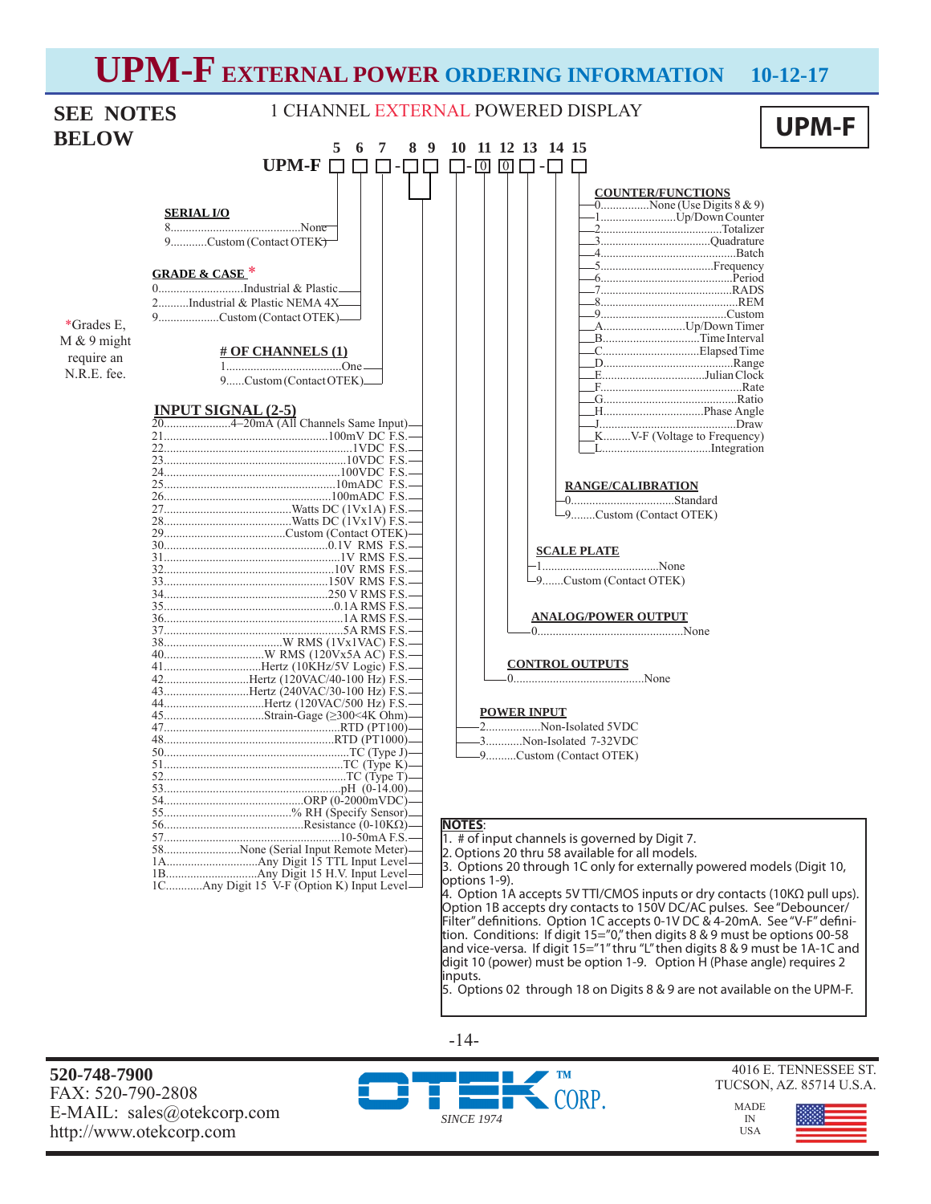# UPM-F EXTERNAL POWER ORDERING INFORMATION 10-12-17

**SEE NOTES BELOW**

1 CHANNEL EXTERNAL POWERED DISPLAY

**UPM-F**

```
        5 6 7   8 9   10 11 12 13   14 15
UPM-F   □ □ □ - □ □ - □  0  0  □  -  □  □
```

*Grades E, M & 9 might require an N.R.E. fee.

### SERIAL I/O (Digit 5)
- 8 .......... None
- 9 .......... Custom (Contact OTEK)

### GRADE & CASE * (Digit 6)
- 0 .......... Industrial & Plastic
- 2 .......... Industrial & Plastic NEMA 4X
- 9 .......... Custom (Contact OTEK)

### # OF CHANNELS (1) (Digit 7)
- 1 .......... One
- 9 .......... Custom (Contact OTEK)

### INPUT SIGNAL (2-5) (Digits 8 & 9)
- 20 .......... 4–20mA (All Channels Same Input)
- 21 .......... 100mV DC F.S.
- 22 .......... 1VDC F.S.
- 23 .......... 10VDC F.S.
- 24 .......... 100VDC F.S.
- 25 .......... 10mADC F.S.
- 26 .......... 100mADC F.S.
- 27 .......... Watts DC (1Vx1A) F.S.
- 28 .......... Watts DC (1Vx1V) F.S.
- 29 .......... Custom (Contact OTEK)
- 30 .......... 0.1V RMS F.S.
- 31 .......... 1V RMS F.S.
- 32 .......... 10V RMS F.S.
- 33 .......... 150V RMS F.S.
- 34 .......... 250 V RMS F.S.
- 35 .......... 0.1A RMS F.S.
- 36 .......... 1A RMS F.S.
- 37 .......... 5A RMS F.S.
- 38 .......... W RMS (1Vx1VAC) F.S.
- 40 .......... W RMS (120Vx5A AC) F.S.
- 41 .......... Hertz (10KHz/5V Logic) F.S.
- 42 .......... Hertz (120VAC/40-100 Hz) F.S.
- 43 .......... Hertz (240VAC/30-100 Hz) F.S.
- 44 .......... Hertz (120VAC/500 Hz) F.S.
- 45 .......... Strain-Gage (≥300<4K Ohm)
- 47 .......... RTD (PT100)
- 48 .......... RTD (PT1000)
- 50 .......... TC (Type J)
- 51 .......... TC (Type K)
- 52 .......... TC (Type T)
- 53 .......... pH (0-14.00)
- 54 .......... ORP (0-2000mVDC)
- 55 .......... % RH (Specify Sensor)
- 56 .......... Resistance (0-10KΩ)
- 57 .......... 10-50mA F.S.
- 58 .......... None (Serial Input Remote Meter)
- 1A .......... Any Digit 15 TTL Input Level
- 1B .......... Any Digit 15 H.V. Input Level
- 1C .......... Any Digit 15 V-F (Option K) Input Level

### POWER INPUT (Digit 10)
- 2 .......... Non-Isolated 5VDC
- 3 .......... Non-Isolated 7-32VDC
- 9 .......... Custom (Contact OTEK)

### CONTROL OUTPUTS (Digit 11)
- 0 .......... None

### ANALOG/POWER OUTPUT (Digit 12)
- 0 .......... None

### SCALE PLATE (Digit 13)
- 1 .......... None
- 9 .......... Custom (Contact OTEK)

### RANGE/CALIBRATION (Digit 14)
- 0 .......... Standard
- 9 .......... Custom (Contact OTEK)

### COUNTER/FUNCTIONS (Digit 15)
- 0 .......... None (Use Digits 8 & 9)
- 1 .......... Up/Down Counter
- 2 .......... Totalizer
- 3 .......... Quadrature
- 4 .......... Batch
- 5 .......... Frequency
- 6 .......... Period
- 7 .......... RADS
- 8 .......... REM
- 9 .......... Custom
- A .......... Up/Down Timer
- B .......... Time Interval
- C .......... Elapsed Time
- D .......... Range
- E .......... Julian Clock
- F .......... Rate
- G .......... Ratio
- H .......... Phase Angle
- J .......... Draw
- K .......... V-F (Voltage to Frequency)
- L .......... Integration

### NOTES:
1. # of input channels is governed by Digit 7.
2. Options 20 thru 58 available for all models.
3. Options 20 through 1C only for externally powered models (Digit 10, options 1-9).
4. Option 1A accepts 5V TTl/CMOS inputs or dry contacts (10KΩ pull ups). Option 1B accepts dry contacts to 150V DC/AC pulses. See "Debouncer/Filter" definitions. Option 1C accepts 0-1V DC & 4-20mA. See "V-F" definition. Conditions: If digit 15="0," then digits 8 & 9 must be options 00-58 and vice-versa. If digit 15="1" thru "L" then digits 8 & 9 must be 1A-1C and digit 10 (power) must be option 1-9. Option H (Phase angle) requires 2 inputs.
5. Options 02 through 18 on Digits 8 & 9 are not available on the UPM-F.

---

520-748-7900
FAX: 520-790-2808
E-MAIL: sales@otekcorp.com
http://www.otekcorp.com

OTEK™ CORP.
*SINCE 1974*

4016 E. TENNESSEE ST.
TUCSON, AZ. 85714 U.S.A.

MADE IN USA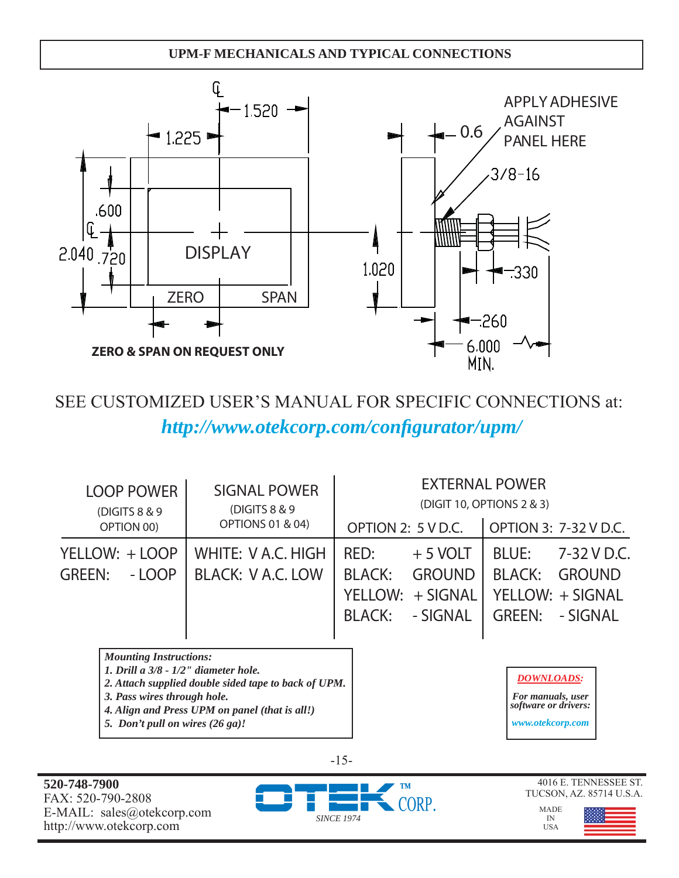## UPM-F MECHANICALS AND TYPICAL CONNECTIONS

1.520
1.225
.600
2.040
.720
DISPLAY
ZERO
SPAN
1.020
0.6
APPLY ADHESIVE AGAINST PANEL HERE
3/8-16
.330
.260
6.000 MIN.

**ZERO & SPAN ON REQUEST ONLY**

SEE CUSTOMIZED USER'S MANUAL FOR SPECIFIC CONNECTIONS at:

***http://www.otekcorp.com/configurator/upm/***

| LOOP POWER (DIGITS 8 & 9 OPTION 00) | SIGNAL POWER (DIGITS 8 & 9 OPTIONS 01 & 04) | EXTERNAL POWER (DIGIT 10, OPTIONS 2 & 3) OPTION 2: 5 V D.C. | EXTERNAL POWER (DIGIT 10, OPTIONS 2 & 3) OPTION 3: 7-32 V D.C. |
|---|---|---|---|
| YELLOW: + LOOP | WHITE: V A.C. HIGH | RED: + 5 VOLT | BLUE: 7-32 V D.C. |
| GREEN: - LOOP | BLACK: V A.C. LOW | BLACK: GROUND | BLACK: GROUND |
| | | YELLOW: + SIGNAL | YELLOW: + SIGNAL |
| | | BLACK: - SIGNAL | GREEN: - SIGNAL |

***Mounting Instructions:***

1. ***Drill a 3/8 - 1/2" diameter hole.***
2. ***Attach supplied double sided tape to back of UPM.***
3. ***Pass wires through hole.***
4. ***Align and Press UPM on panel (that is all!)***
5. ***Don't pull on wires (26 ga)!***

***DOWNLOADS:***

***For manuals, user software or drivers:***

***www.otekcorp.com***

**520-748-7900**
FAX: 520-790-2808
E-MAIL: sales@otekcorp.com
http://www.otekcorp.com

OTEK™ CORP. *SINCE 1974*

4016 E. TENNESSEE ST.
TUCSON, AZ. 85714 U.S.A.

MADE IN USA